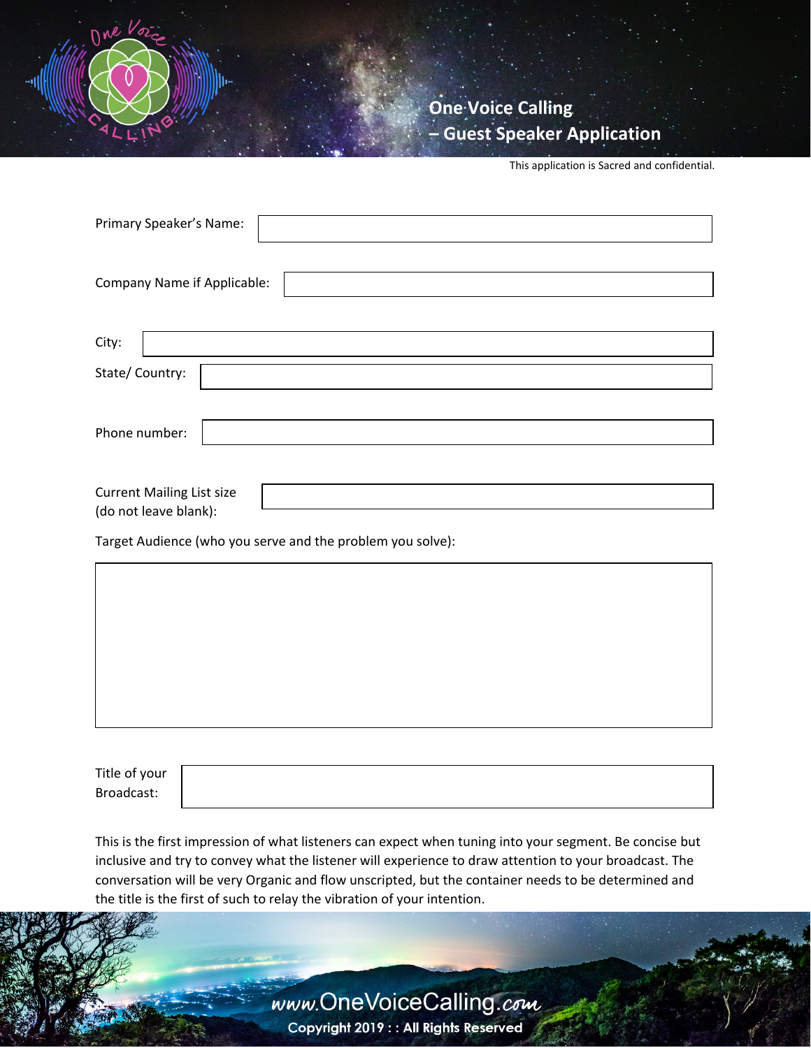# One Voice Calling – Guest Speaker Application

This application is Sacred and confidential.

Primary Speaker's Name:

Company Name if Applicable:

City:

State/ Country:

Phone number:

Current Mailing List size (do not leave blank):

Target Audience (who you serve and the problem you solve):

Title of your Broadcast:

This is the first impression of what listeners can expect when tuning into your segment. Be concise but inclusive and try to convey what the listener will experience to draw attention to your broadcast. The conversation will be very Organic and flow unscripted, but the container needs to be determined and the title is the first of such to relay the vibration of your intention.

www.OneVoiceCalling.com

Copyright 2019 : : All Rights Reserved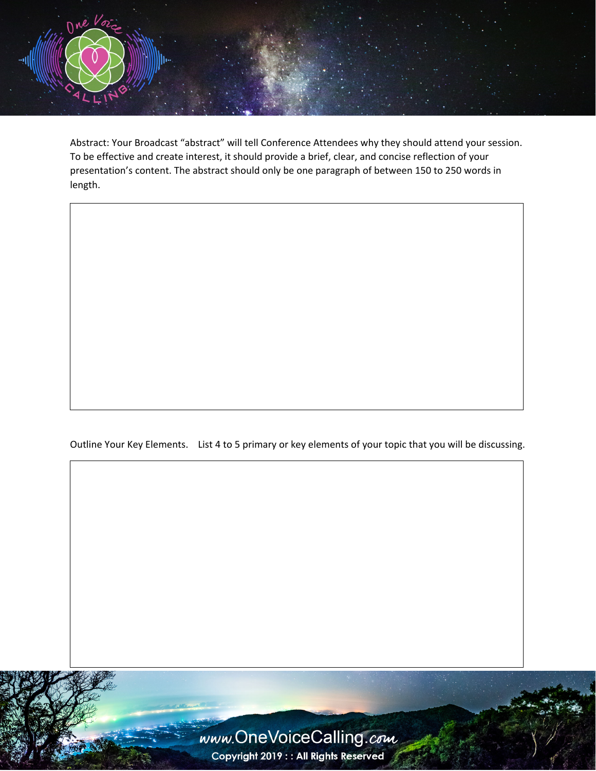Abstract: Your Broadcast "abstract" will tell Conference Attendees why they should attend your session. To be effective and create interest, it should provide a brief, clear, and concise reflection of your presentation's content. The abstract should only be one paragraph of between 150 to 250 words in length.

Outline Your Key Elements. List 4 to 5 primary or key elements of your topic that you will be discussing.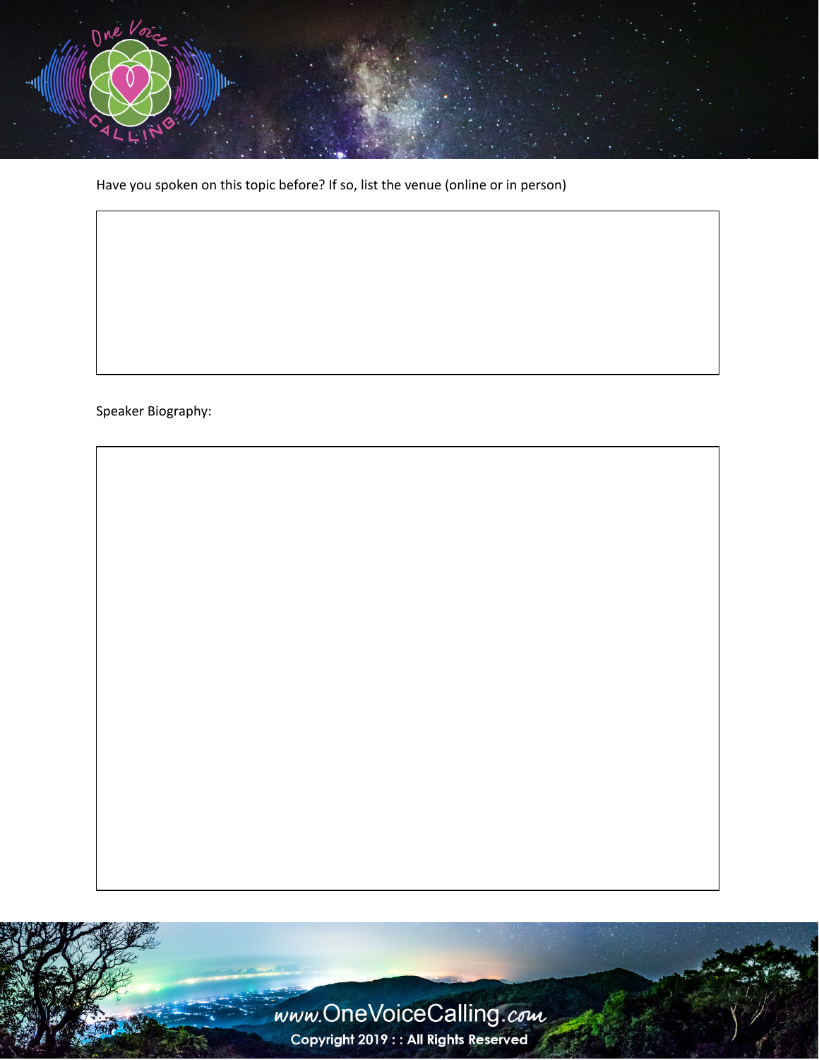Have you spoken on this topic before? If so, list the venue (online or in person)

Speaker Biography: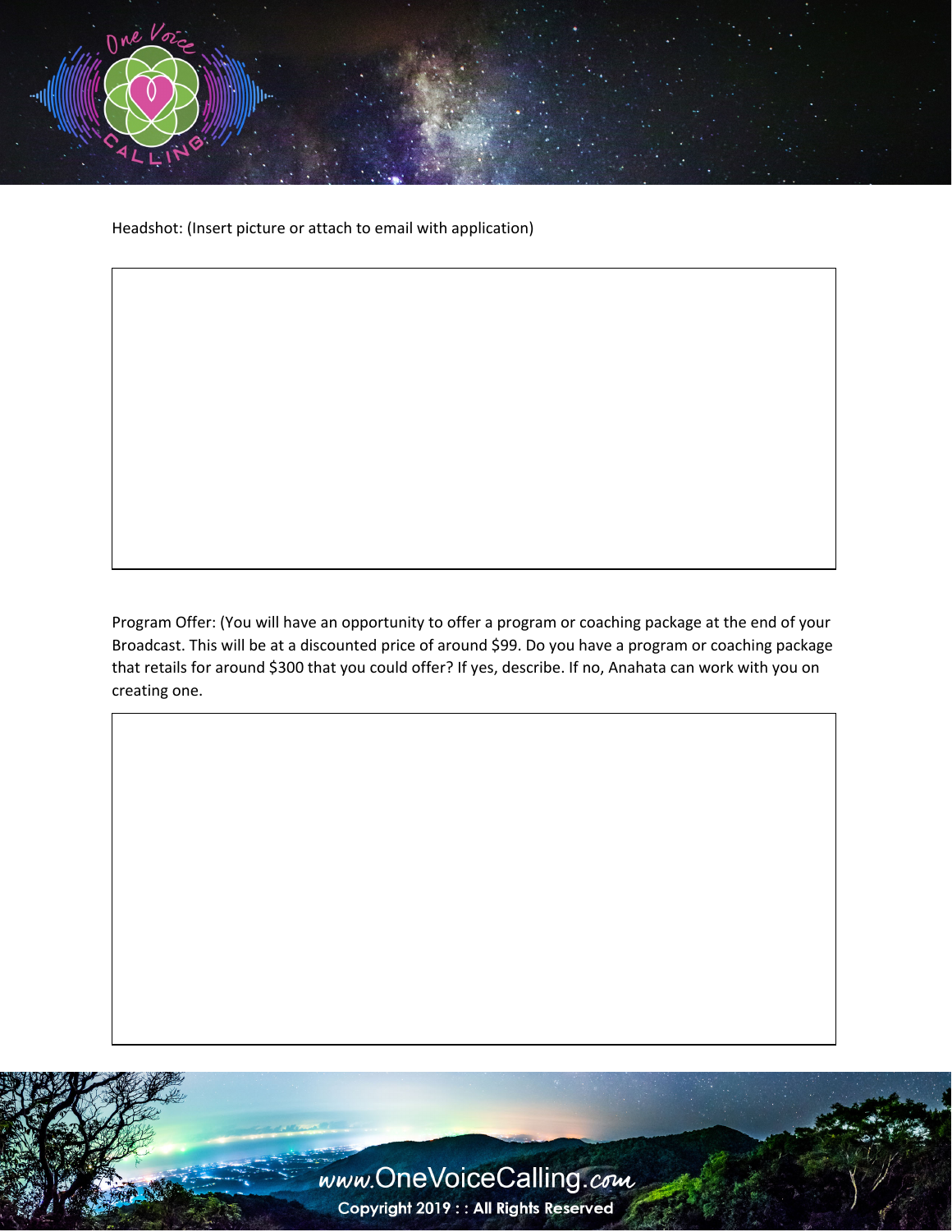Headshot: (Insert picture or attach to email with application)

Program Offer: (You will have an opportunity to offer a program or coaching package at the end of your Broadcast. This will be at a discounted price of around $99. Do you have a program or coaching package that retails for around $300 that you could offer? If yes, describe. If no, Anahata can work with you on creating one.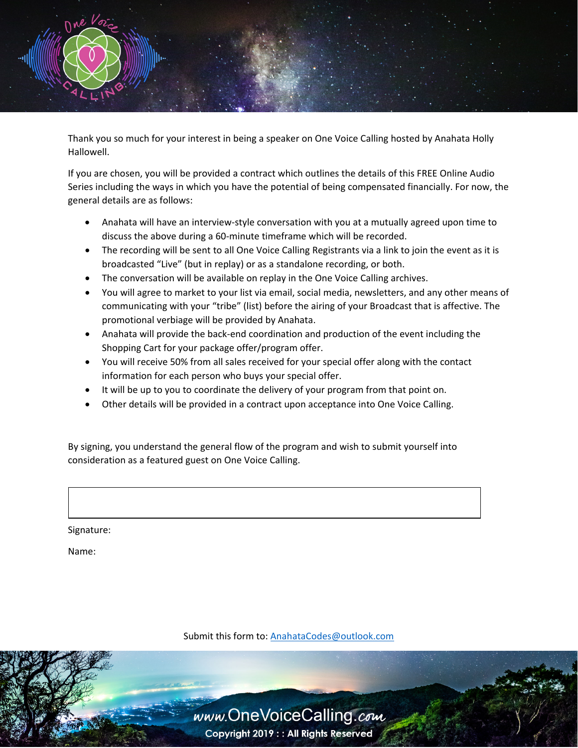Thank you so much for your interest in being a speaker on One Voice Calling hosted by Anahata Holly Hallowell.

If you are chosen, you will be provided a contract which outlines the details of this FREE Online Audio Series including the ways in which you have the potential of being compensated financially. For now, the general details are as follows:

- Anahata will have an interview-style conversation with you at a mutually agreed upon time to discuss the above during a 60-minute timeframe which will be recorded.
- The recording will be sent to all One Voice Calling Registrants via a link to join the event as it is broadcasted "Live" (but in replay) or as a standalone recording, or both.
- The conversation will be available on replay in the One Voice Calling archives.
- You will agree to market to your list via email, social media, newsletters, and any other means of communicating with your "tribe" (list) before the airing of your Broadcast that is affective. The promotional verbiage will be provided by Anahata.
- Anahata will provide the back-end coordination and production of the event including the Shopping Cart for your package offer/program offer.
- You will receive 50% from all sales received for your special offer along with the contact information for each person who buys your special offer.
- It will be up to you to coordinate the delivery of your program from that point on.
- Other details will be provided in a contract upon acceptance into One Voice Calling.

By signing, you understand the general flow of the program and wish to submit yourself into consideration as a featured guest on One Voice Calling.

Signature:

Name:

Submit this form to: AnahataCodes@outlook.com

www.OneVoiceCalling.com

Copyright 2019 : : All Rights Reserved